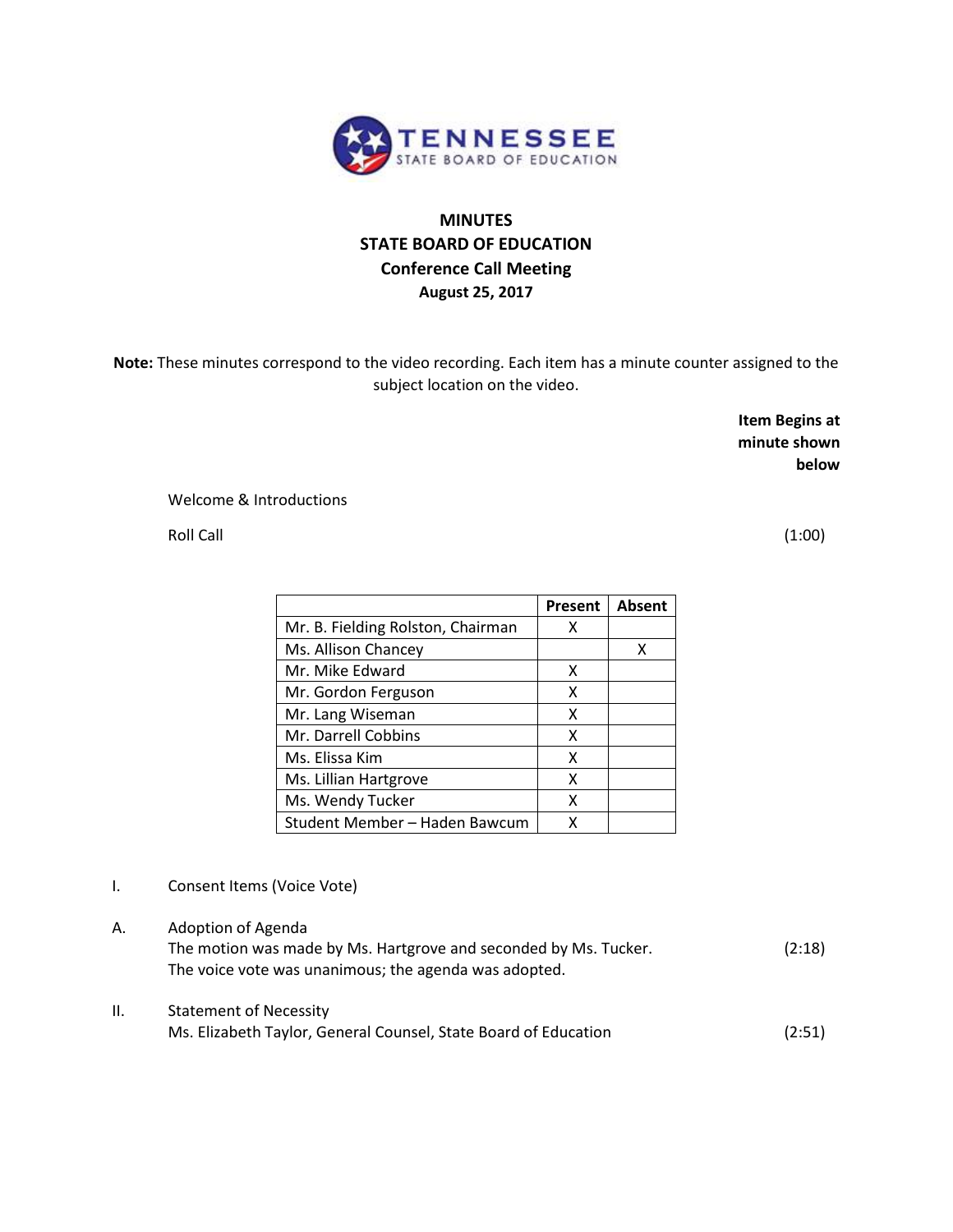TENNESSEE
STATE BOARD OF EDUCATION

# MINUTES
# STATE BOARD OF EDUCATION
## Conference Call Meeting
### August 25, 2017

**Note:** These minutes correspond to the video recording. Each item has a minute counter assigned to the subject location on the video.

**Item Begins at minute shown below**

Welcome & Introductions

Roll Call (1:00)

| | Present | Absent |
|---|---|---|
| Mr. B. Fielding Rolston, Chairman | X | |
| Ms. Allison Chancey | | X |
| Mr. Mike Edward | X | |
| Mr. Gordon Ferguson | X | |
| Mr. Lang Wiseman | X | |
| Mr. Darrell Cobbins | X | |
| Ms. Elissa Kim | X | |
| Ms. Lillian Hartgrove | X | |
| Ms. Wendy Tucker | X | |
| Student Member – Haden Bawcum | X | |

I. Consent Items (Voice Vote)

A. Adoption of Agenda
The motion was made by Ms. Hartgrove and seconded by Ms. Tucker. (2:18)
The voice vote was unanimous; the agenda was adopted.

II. Statement of Necessity
Ms. Elizabeth Taylor, General Counsel, State Board of Education (2:51)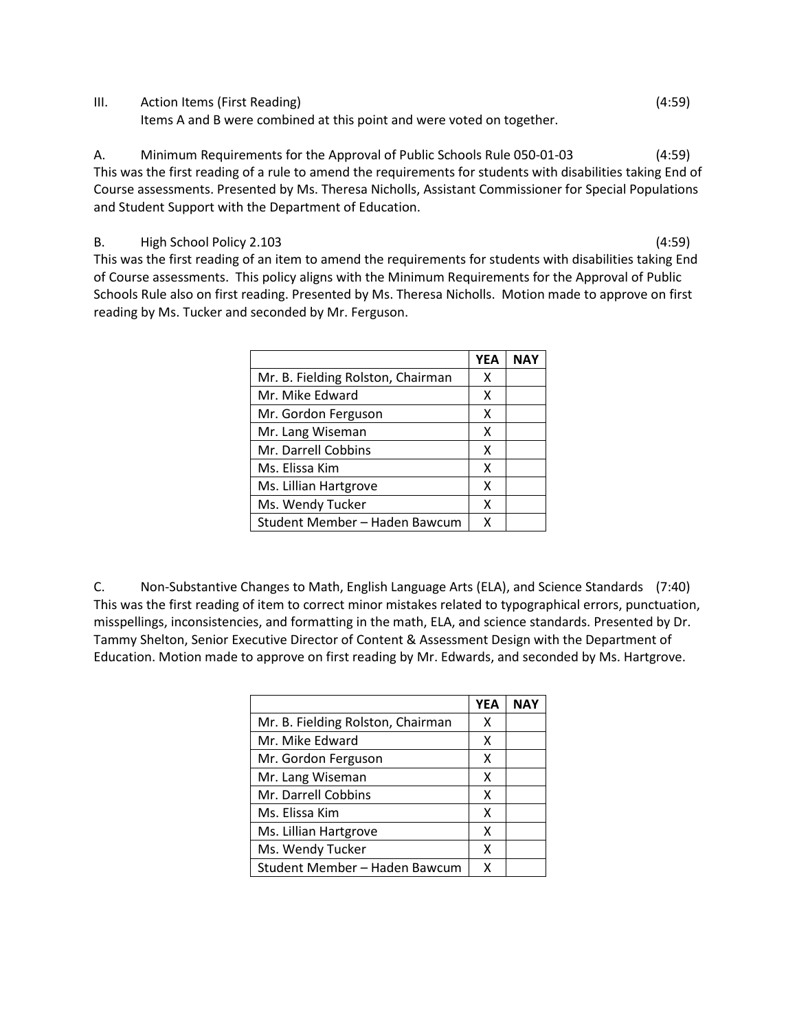III. Action Items (First Reading) (4:59)

Items A and B were combined at this point and were voted on together.

A. Minimum Requirements for the Approval of Public Schools Rule 050-01-03 (4:59)

This was the first reading of a rule to amend the requirements for students with disabilities taking End of Course assessments. Presented by Ms. Theresa Nicholls, Assistant Commissioner for Special Populations and Student Support with the Department of Education.

B. High School Policy 2.103 (4:59)

This was the first reading of an item to amend the requirements for students with disabilities taking End of Course assessments. This policy aligns with the Minimum Requirements for the Approval of Public Schools Rule also on first reading. Presented by Ms. Theresa Nicholls. Motion made to approve on first reading by Ms. Tucker and seconded by Mr. Ferguson.

| | YEA | NAY |
|---|---|---|
| Mr. B. Fielding Rolston, Chairman | X | |
| Mr. Mike Edward | X | |
| Mr. Gordon Ferguson | X | |
| Mr. Lang Wiseman | X | |
| Mr. Darrell Cobbins | X | |
| Ms. Elissa Kim | X | |
| Ms. Lillian Hartgrove | X | |
| Ms. Wendy Tucker | X | |
| Student Member – Haden Bawcum | X | |

C. Non-Substantive Changes to Math, English Language Arts (ELA), and Science Standards (7:40)

This was the first reading of item to correct minor mistakes related to typographical errors, punctuation, misspellings, inconsistencies, and formatting in the math, ELA, and science standards. Presented by Dr. Tammy Shelton, Senior Executive Director of Content & Assessment Design with the Department of Education. Motion made to approve on first reading by Mr. Edwards, and seconded by Ms. Hartgrove.

| | YEA | NAY |
|---|---|---|
| Mr. B. Fielding Rolston, Chairman | X | |
| Mr. Mike Edward | X | |
| Mr. Gordon Ferguson | X | |
| Mr. Lang Wiseman | X | |
| Mr. Darrell Cobbins | X | |
| Ms. Elissa Kim | X | |
| Ms. Lillian Hartgrove | X | |
| Ms. Wendy Tucker | X | |
| Student Member – Haden Bawcum | X | |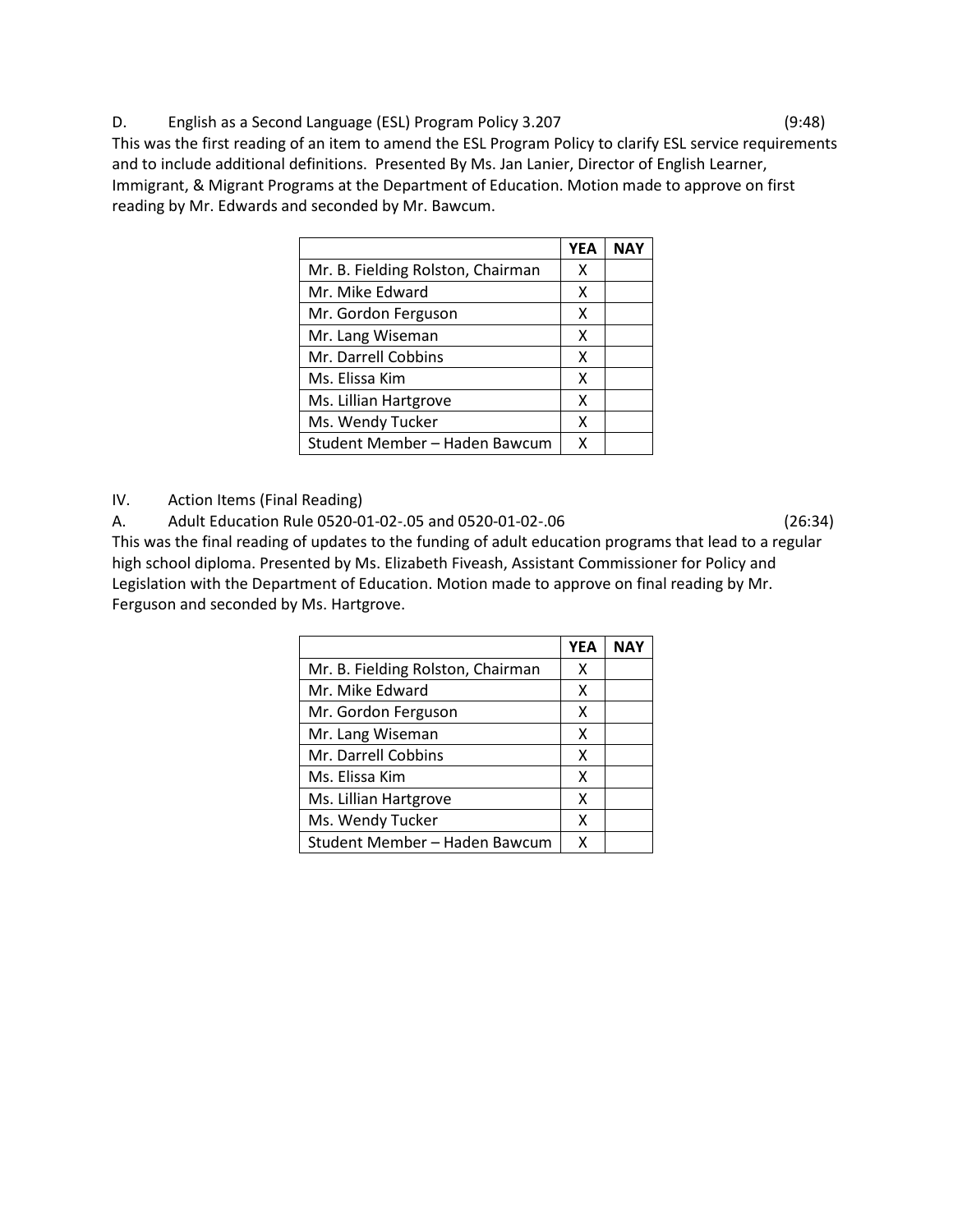D. English as a Second Language (ESL) Program Policy 3.207 (9:48)

This was the first reading of an item to amend the ESL Program Policy to clarify ESL service requirements and to include additional definitions. Presented By Ms. Jan Lanier, Director of English Learner, Immigrant, & Migrant Programs at the Department of Education. Motion made to approve on first reading by Mr. Edwards and seconded by Mr. Bawcum.

| | YEA | NAY |
|---|---|---|
| Mr. B. Fielding Rolston, Chairman | X | |
| Mr. Mike Edward | X | |
| Mr. Gordon Ferguson | X | |
| Mr. Lang Wiseman | X | |
| Mr. Darrell Cobbins | X | |
| Ms. Elissa Kim | X | |
| Ms. Lillian Hartgrove | X | |
| Ms. Wendy Tucker | X | |
| Student Member – Haden Bawcum | X | |

IV. Action Items (Final Reading)

A. Adult Education Rule 0520-01-02-.05 and 0520-01-02-.06 (26:34)

This was the final reading of updates to the funding of adult education programs that lead to a regular high school diploma. Presented by Ms. Elizabeth Fiveash, Assistant Commissioner for Policy and Legislation with the Department of Education. Motion made to approve on final reading by Mr. Ferguson and seconded by Ms. Hartgrove.

| | YEA | NAY |
|---|---|---|
| Mr. B. Fielding Rolston, Chairman | X | |
| Mr. Mike Edward | X | |
| Mr. Gordon Ferguson | X | |
| Mr. Lang Wiseman | X | |
| Mr. Darrell Cobbins | X | |
| Ms. Elissa Kim | X | |
| Ms. Lillian Hartgrove | X | |
| Ms. Wendy Tucker | X | |
| Student Member – Haden Bawcum | X | |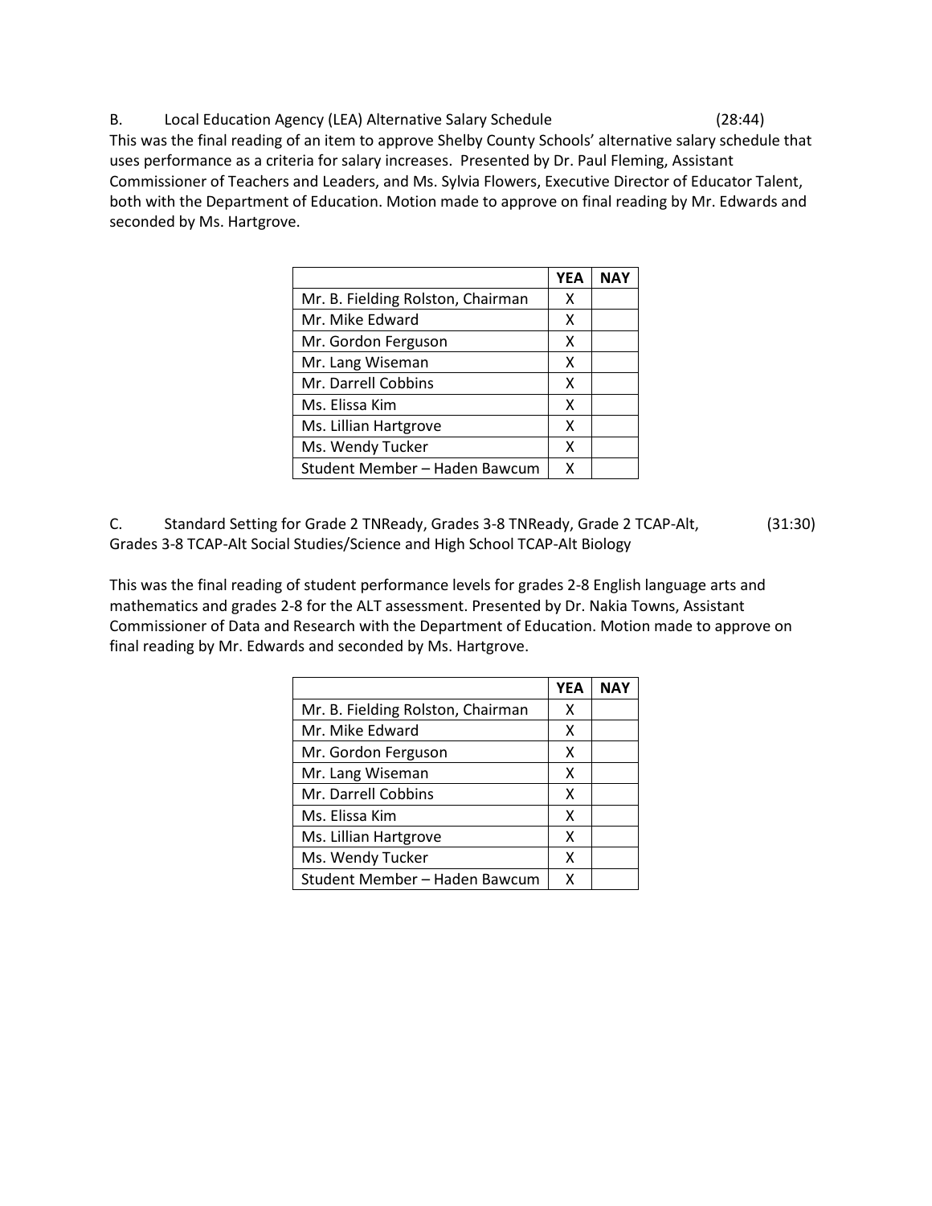B. Local Education Agency (LEA) Alternative Salary Schedule (28:44)

This was the final reading of an item to approve Shelby County Schools' alternative salary schedule that uses performance as a criteria for salary increases. Presented by Dr. Paul Fleming, Assistant Commissioner of Teachers and Leaders, and Ms. Sylvia Flowers, Executive Director of Educator Talent, both with the Department of Education. Motion made to approve on final reading by Mr. Edwards and seconded by Ms. Hartgrove.

| | YEA | NAY |
|---|---|---|
| Mr. B. Fielding Rolston, Chairman | X | |
| Mr. Mike Edward | X | |
| Mr. Gordon Ferguson | X | |
| Mr. Lang Wiseman | X | |
| Mr. Darrell Cobbins | X | |
| Ms. Elissa Kim | X | |
| Ms. Lillian Hartgrove | X | |
| Ms. Wendy Tucker | X | |
| Student Member – Haden Bawcum | X | |

C. Standard Setting for Grade 2 TNReady, Grades 3-8 TNReady, Grade 2 TCAP-Alt, Grades 3-8 TCAP-Alt Social Studies/Science and High School TCAP-Alt Biology (31:30)

This was the final reading of student performance levels for grades 2-8 English language arts and mathematics and grades 2-8 for the ALT assessment. Presented by Dr. Nakia Towns, Assistant Commissioner of Data and Research with the Department of Education. Motion made to approve on final reading by Mr. Edwards and seconded by Ms. Hartgrove.

| | YEA | NAY |
|---|---|---|
| Mr. B. Fielding Rolston, Chairman | X | |
| Mr. Mike Edward | X | |
| Mr. Gordon Ferguson | X | |
| Mr. Lang Wiseman | X | |
| Mr. Darrell Cobbins | X | |
| Ms. Elissa Kim | X | |
| Ms. Lillian Hartgrove | X | |
| Ms. Wendy Tucker | X | |
| Student Member – Haden Bawcum | X | |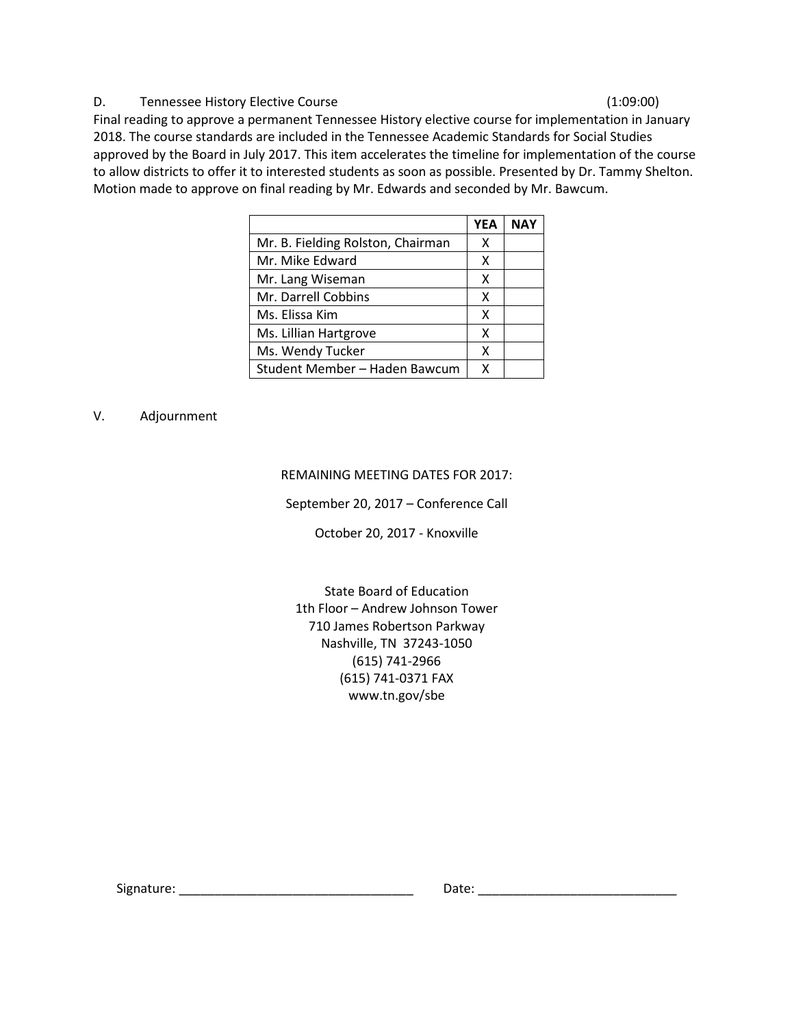D. Tennessee History Elective Course (1:09:00)

Final reading to approve a permanent Tennessee History elective course for implementation in January 2018. The course standards are included in the Tennessee Academic Standards for Social Studies approved by the Board in July 2017. This item accelerates the timeline for implementation of the course to allow districts to offer it to interested students as soon as possible. Presented by Dr. Tammy Shelton. Motion made to approve on final reading by Mr. Edwards and seconded by Mr. Bawcum.

| | YEA | NAY |
|---|---|---|
| Mr. B. Fielding Rolston, Chairman | X | |
| Mr. Mike Edward | X | |
| Mr. Lang Wiseman | X | |
| Mr. Darrell Cobbins | X | |
| Ms. Elissa Kim | X | |
| Ms. Lillian Hartgrove | X | |
| Ms. Wendy Tucker | X | |
| Student Member – Haden Bawcum | X | |

V. Adjournment

REMAINING MEETING DATES FOR 2017:

September 20, 2017 – Conference Call

October 20, 2017 - Knoxville

State Board of Education
1th Floor – Andrew Johnson Tower
710 James Robertson Parkway
Nashville, TN 37243-1050
(615) 741-2966
(615) 741-0371 FAX
www.tn.gov/sbe

Signature: ________________________________ Date: ___________________________